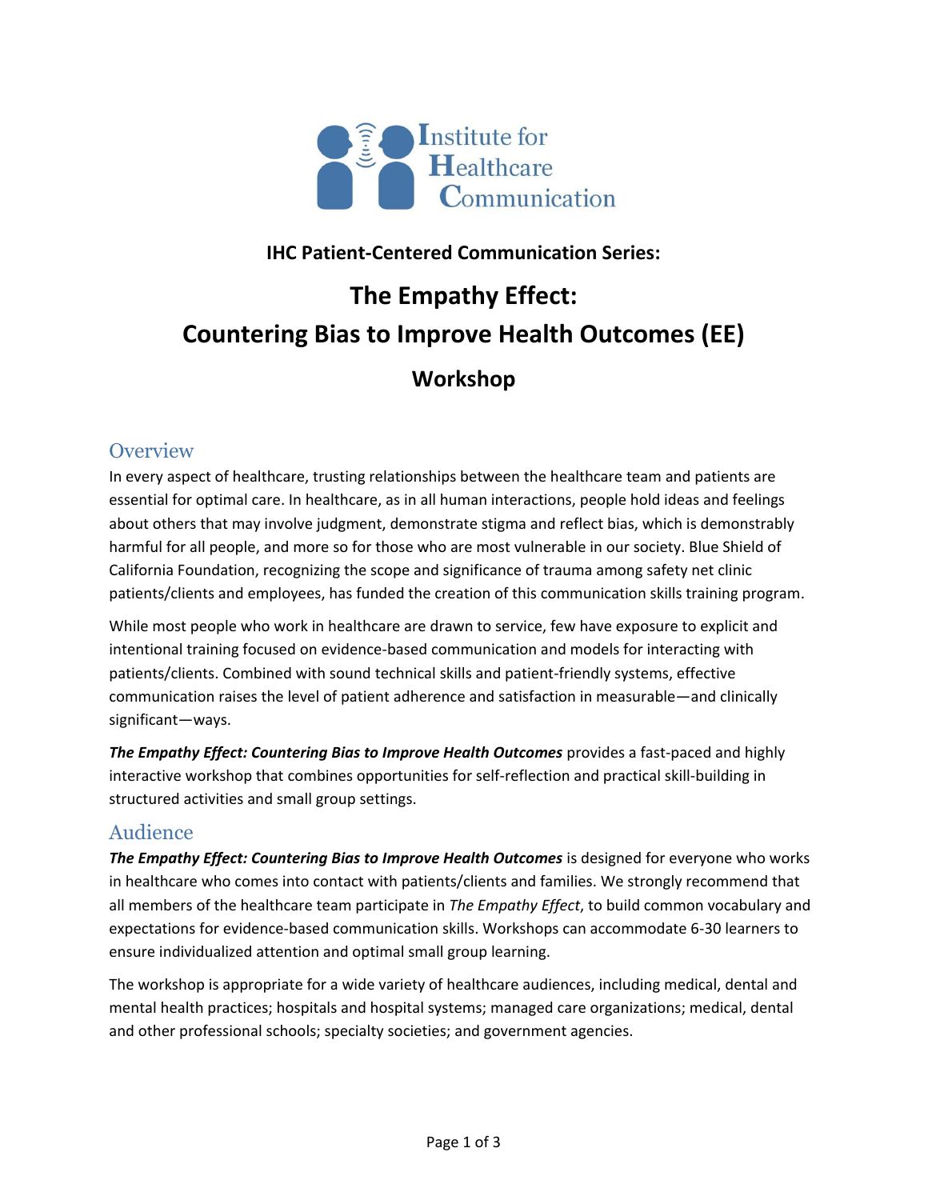Institute for Healthcare Communication

### IHC Patient-Centered Communication Series:

# The Empathy Effect: Countering Bias to Improve Health Outcomes (EE)

## Workshop

## Overview

In every aspect of healthcare, trusting relationships between the healthcare team and patients are essential for optimal care. In healthcare, as in all human interactions, people hold ideas and feelings about others that may involve judgment, demonstrate stigma and reflect bias, which is demonstrably harmful for all people, and more so for those who are most vulnerable in our society. Blue Shield of California Foundation, recognizing the scope and significance of trauma among safety net clinic patients/clients and employees, has funded the creation of this communication skills training program.

While most people who work in healthcare are drawn to service, few have exposure to explicit and intentional training focused on evidence-based communication and models for interacting with patients/clients. Combined with sound technical skills and patient-friendly systems, effective communication raises the level of patient adherence and satisfaction in measurable—and clinically significant—ways.

***The Empathy Effect: Countering Bias to Improve Health Outcomes*** provides a fast-paced and highly interactive workshop that combines opportunities for self-reflection and practical skill-building in structured activities and small group settings.

## Audience

***The Empathy Effect: Countering Bias to Improve Health Outcomes*** is designed for everyone who works in healthcare who comes into contact with patients/clients and families. We strongly recommend that all members of the healthcare team participate in *The Empathy Effect*, to build common vocabulary and expectations for evidence-based communication skills. Workshops can accommodate 6-30 learners to ensure individualized attention and optimal small group learning.

The workshop is appropriate for a wide variety of healthcare audiences, including medical, dental and mental health practices; hospitals and hospital systems; managed care organizations; medical, dental and other professional schools; specialty societies; and government agencies.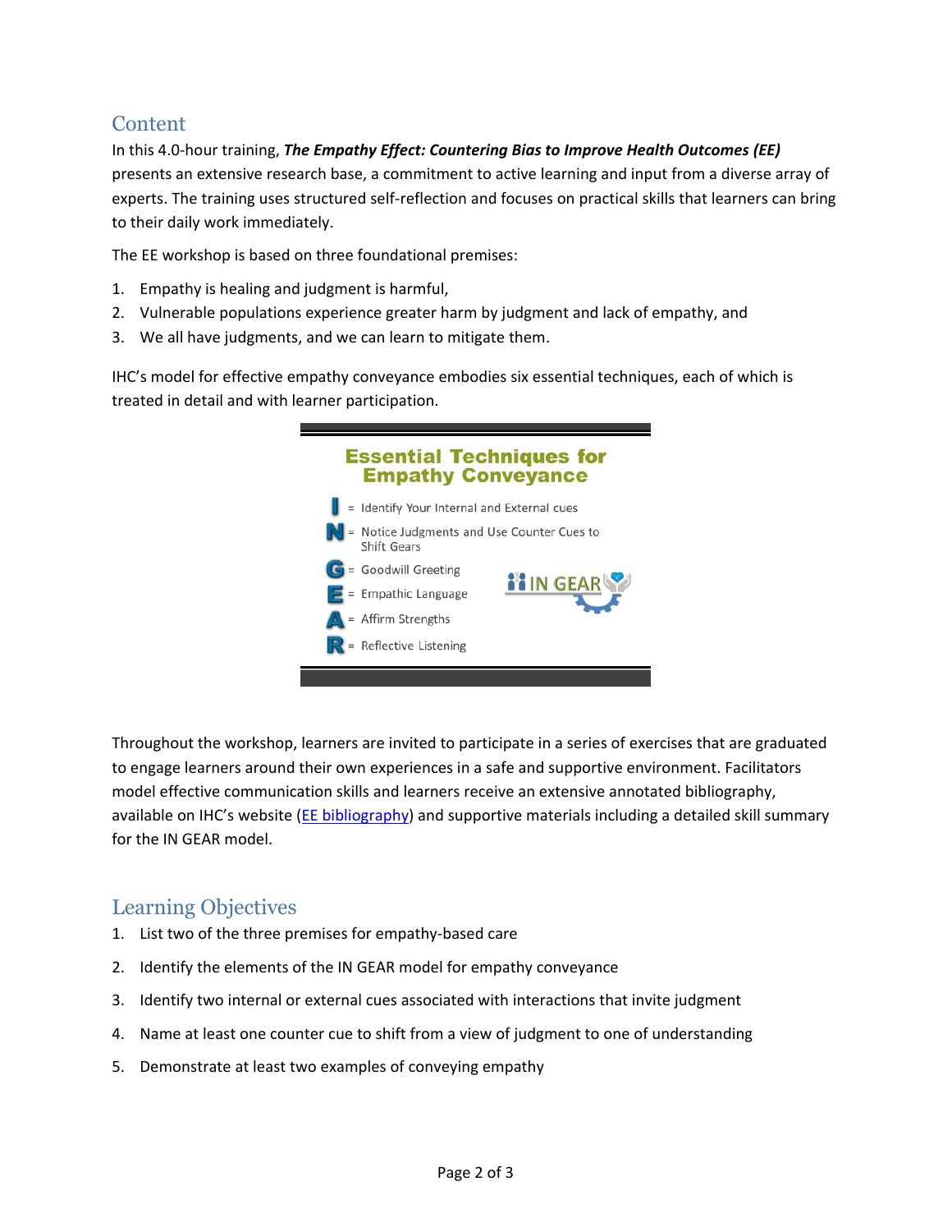## Content

In this 4.0-hour training, ***The Empathy Effect: Countering Bias to Improve Health Outcomes (EE)*** presents an extensive research base, a commitment to active learning and input from a diverse array of experts. The training uses structured self-reflection and focuses on practical skills that learners can bring to their daily work immediately.

The EE workshop is based on three foundational premises:

1. Empathy is healing and judgment is harmful,
2. Vulnerable populations experience greater harm by judgment and lack of empathy, and
3. We all have judgments, and we can learn to mitigate them.

IHC's model for effective empathy conveyance embodies six essential techniques, each of which is treated in detail and with learner participation.

**Essential Techniques for Empathy Conveyance**

- **I** = Identify Your Internal and External cues
- **N** = Notice Judgments and Use Counter Cues to Shift Gears
- **G** = Goodwill Greeting
- **E** = Empathic Language
- **A** = Affirm Strengths
- **R** = Reflective Listening

IN GEAR

Throughout the workshop, learners are invited to participate in a series of exercises that are graduated to engage learners around their own experiences in a safe and supportive environment. Facilitators model effective communication skills and learners receive an extensive annotated bibliography, available on IHC's website (EE bibliography) and supportive materials including a detailed skill summary for the IN GEAR model.

## Learning Objectives

1. List two of the three premises for empathy-based care
2. Identify the elements of the IN GEAR model for empathy conveyance
3. Identify two internal or external cues associated with interactions that invite judgment
4. Name at least one counter cue to shift from a view of judgment to one of understanding
5. Demonstrate at least two examples of conveying empathy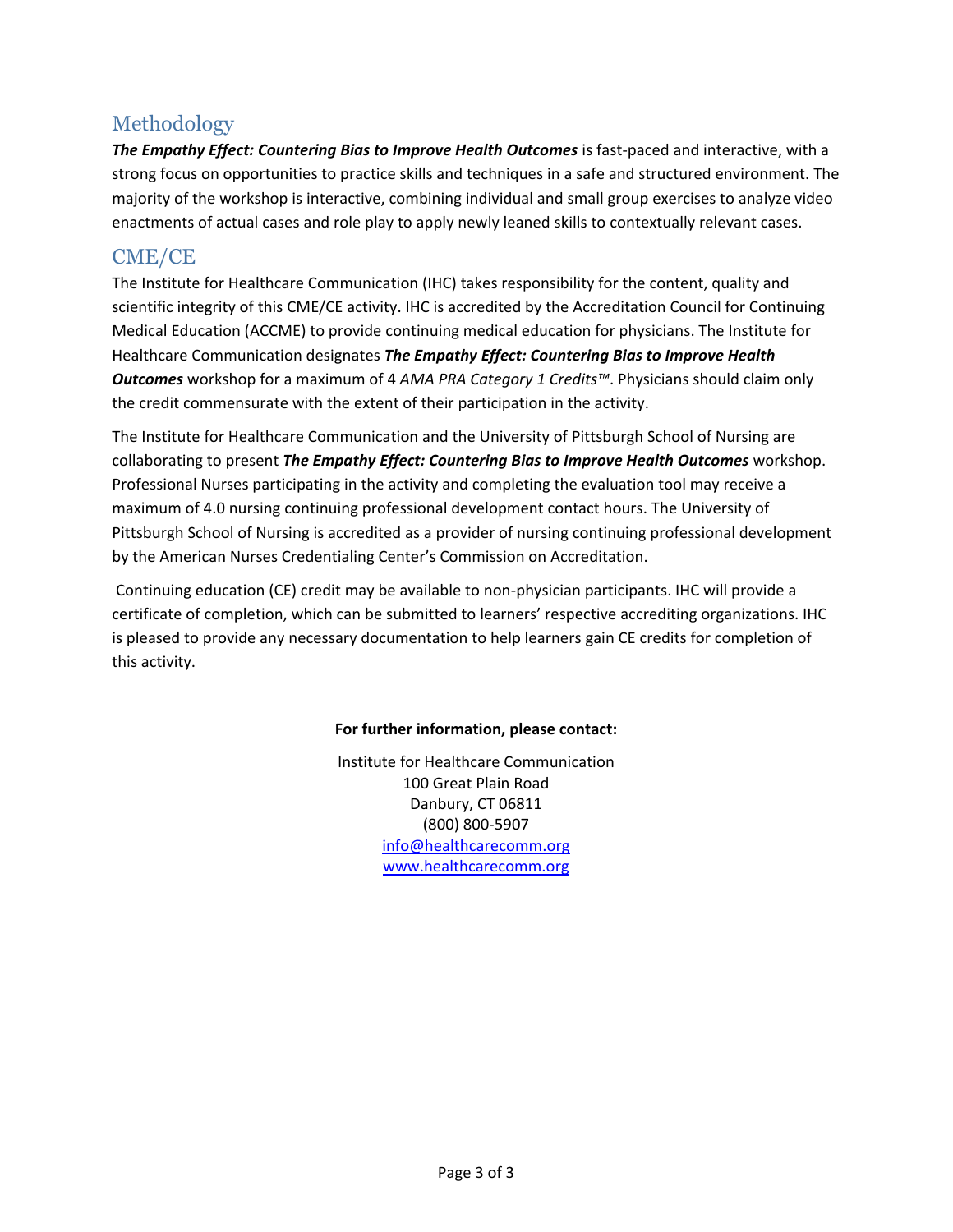## Methodology

***The Empathy Effect: Countering Bias to Improve Health Outcomes*** is fast-paced and interactive, with a strong focus on opportunities to practice skills and techniques in a safe and structured environment. The majority of the workshop is interactive, combining individual and small group exercises to analyze video enactments of actual cases and role play to apply newly leaned skills to contextually relevant cases.

## CME/CE

The Institute for Healthcare Communication (IHC) takes responsibility for the content, quality and scientific integrity of this CME/CE activity. IHC is accredited by the Accreditation Council for Continuing Medical Education (ACCME) to provide continuing medical education for physicians. The Institute for Healthcare Communication designates ***The Empathy Effect: Countering Bias to Improve Health Outcomes*** workshop for a maximum of 4 *AMA PRA Category 1 Credits™*. Physicians should claim only the credit commensurate with the extent of their participation in the activity.

The Institute for Healthcare Communication and the University of Pittsburgh School of Nursing are collaborating to present ***The Empathy Effect: Countering Bias to Improve Health Outcomes*** workshop. Professional Nurses participating in the activity and completing the evaluation tool may receive a maximum of 4.0 nursing continuing professional development contact hours. The University of Pittsburgh School of Nursing is accredited as a provider of nursing continuing professional development by the American Nurses Credentialing Center's Commission on Accreditation.

Continuing education (CE) credit may be available to non-physician participants. IHC will provide a certificate of completion, which can be submitted to learners' respective accrediting organizations. IHC is pleased to provide any necessary documentation to help learners gain CE credits for completion of this activity.

**For further information, please contact:**

Institute for Healthcare Communication
100 Great Plain Road
Danbury, CT 06811
(800) 800-5907
info@healthcarecomm.org
www.healthcarecomm.org